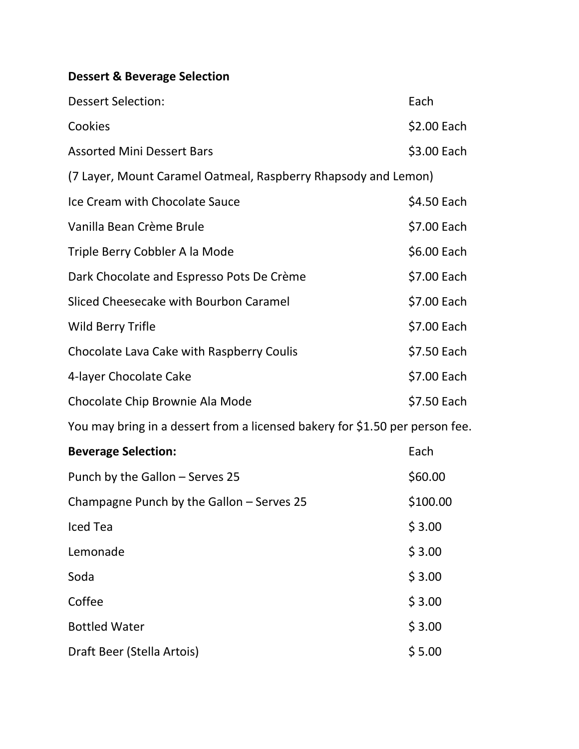**Dessert & Beverage Selection**

| Dessert Selection: | Each |
| --- | --- |
| Cookies | $2.00 Each |
| Assorted Mini Dessert Bars | $3.00 Each |
| (7 Layer, Mount Caramel Oatmeal, Raspberry Rhapsody and Lemon) | |
| Ice Cream with Chocolate Sauce | $4.50 Each |
| Vanilla Bean Crème Brule | $7.00 Each |
| Triple Berry Cobbler A la Mode | $6.00 Each |
| Dark Chocolate and Espresso Pots De Crème | $7.00 Each |
| Sliced Cheesecake with Bourbon Caramel | $7.00 Each |
| Wild Berry Trifle | $7.00 Each |
| Chocolate Lava Cake with Raspberry Coulis | $7.50 Each |
| 4-layer Chocolate Cake | $7.00 Each |
| Chocolate Chip Brownie Ala Mode | $7.50 Each |

You may bring in a dessert from a licensed bakery for $1.50 per person fee.

| **Beverage Selection:** | Each |
| --- | --- |
| Punch by the Gallon – Serves 25 | $60.00 |
| Champagne Punch by the Gallon – Serves 25 | $100.00 |
| Iced Tea | $ 3.00 |
| Lemonade | $ 3.00 |
| Soda | $ 3.00 |
| Coffee | $ 3.00 |
| Bottled Water | $ 3.00 |
| Draft Beer (Stella Artois) | $ 5.00 |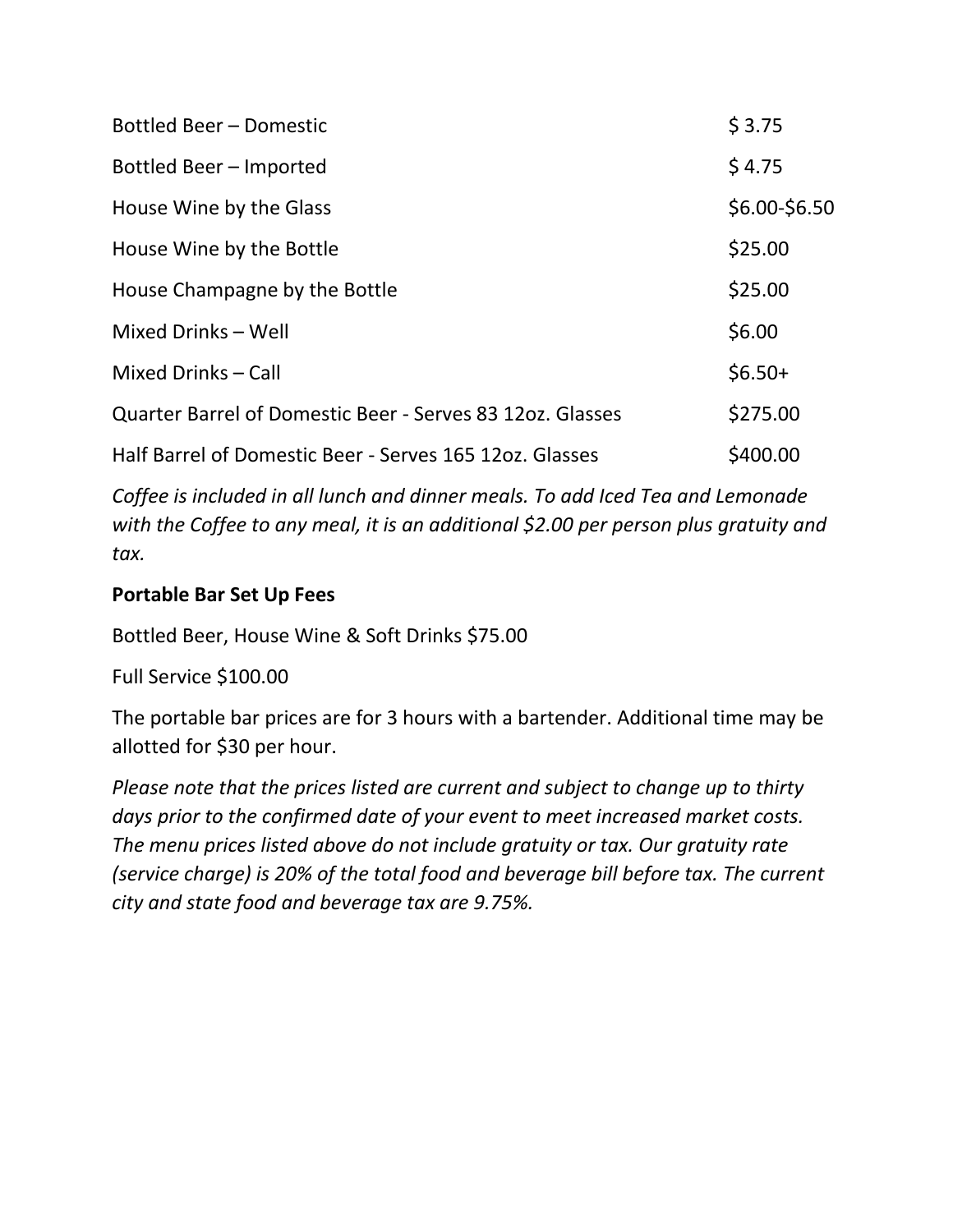| | |
|---|---|
| Bottled Beer – Domestic | $ 3.75 |
| Bottled Beer – Imported | $ 4.75 |
| House Wine by the Glass | $6.00-$6.50 |
| House Wine by the Bottle | $25.00 |
| House Champagne by the Bottle | $25.00 |
| Mixed Drinks – Well | $6.00 |
| Mixed Drinks – Call | $6.50+ |
| Quarter Barrel of Domestic Beer - Serves 83 12oz. Glasses | $275.00 |
| Half Barrel of Domestic Beer - Serves 165 12oz. Glasses | $400.00 |

*Coffee is included in all lunch and dinner meals. To add Iced Tea and Lemonade with the Coffee to any meal, it is an additional $2.00 per person plus gratuity and tax.*

**Portable Bar Set Up Fees**

Bottled Beer, House Wine & Soft Drinks $75.00

Full Service $100.00

The portable bar prices are for 3 hours with a bartender. Additional time may be allotted for $30 per hour.

*Please note that the prices listed are current and subject to change up to thirty days prior to the confirmed date of your event to meet increased market costs. The menu prices listed above do not include gratuity or tax. Our gratuity rate (service charge) is 20% of the total food and beverage bill before tax. The current city and state food and beverage tax are 9.75%.*